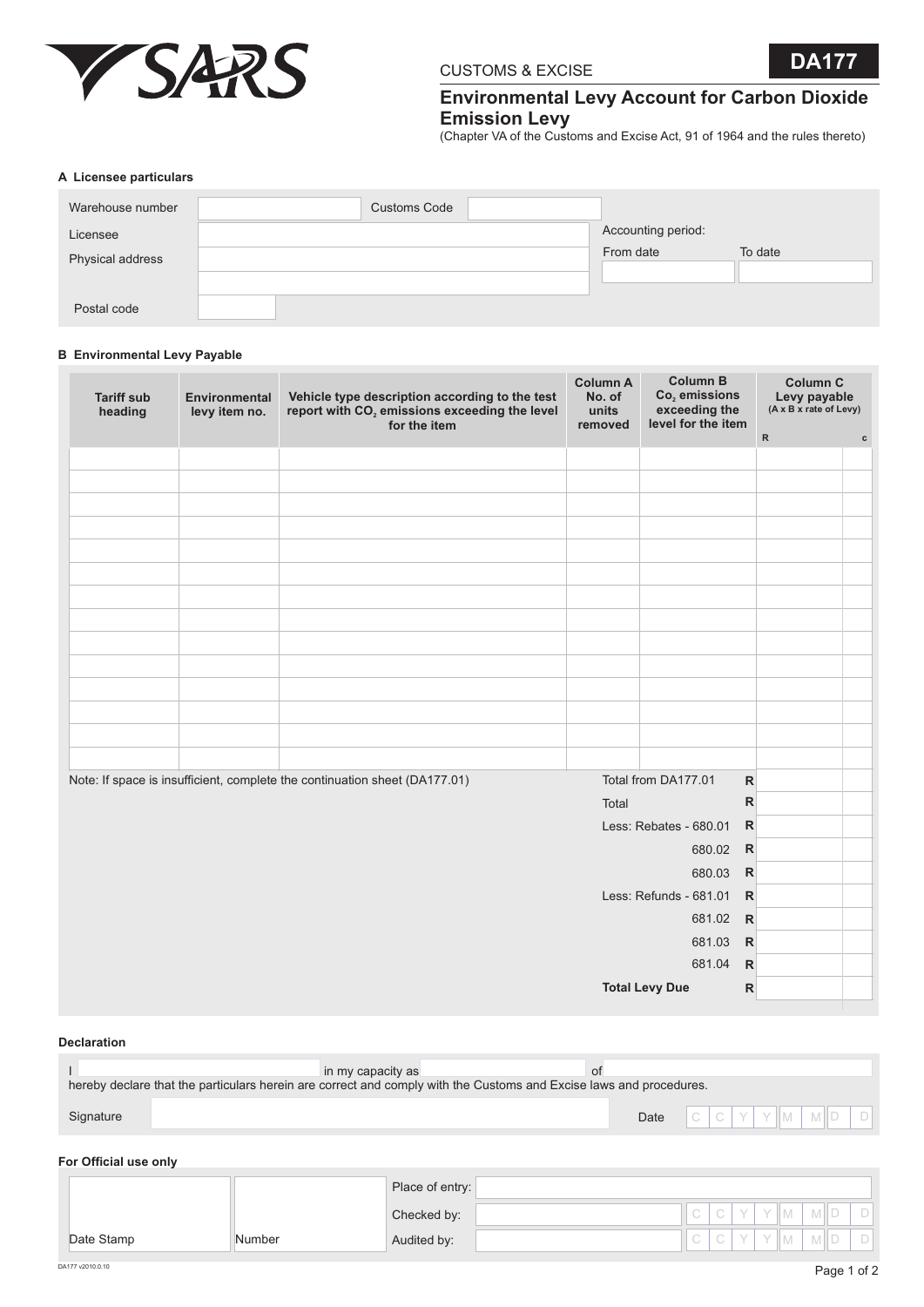SARS

CUSTOMS & EXCISE

**DA177**

## Environmental Levy Account for Carbon Dioxide Emission Levy

(Chapter VA of the Customs and Excise Act, 91 of 1964 and the rules thereto)

### A Licensee particulars

| | | | |
|---|---|---|---|
| Warehouse number | | Customs Code | |
| Licensee | | Accounting period: | |
| Physical address | | From date | To date |
| | | | |
| Postal code | | | |

### B Environmental Levy Payable

| Tariff sub heading | Environmental levy item no. | Vehicle type description according to the test report with $CO_2$ emissions exceeding the level for the item | Column A No. of units removed | Column B $CO_2$ emissions exceeding the level for the item | Column C Levy payable (A x B x rate of Levy) R | c |
|---|---|---|---|---|---|---|
| | | | | | | |
| | | | | | | |
| | | | | | | |
| | | | | | | |
| | | | | | | |
| | | | | | | |
| | | | | | | |
| | | | | | | |
| | | | | | | |
| | | | | | | |
| | | | | | | |
| | | | | | | |
| | | | | | | |
| | | | | | | |
| Note: If space is insufficient, complete the continuation sheet (DA177.01) | | | | Total from DA177.01 R | | |
| | | | | Total R | | |
| | | | | Less: Rebates - 680.01 R | | |
| | | | | 680.02 R | | |
| | | | | 680.03 R | | |
| | | | | Less: Refunds - 681.01 R | | |
| | | | | 681.02 R | | |
| | | | | 681.03 R | | |
| | | | | 681.04 R | | |
| | | | | **Total Levy Due** R | | |

### Declaration

I \_\_\_\_\_\_\_\_\_\_ in my capacity as \_\_\_\_\_\_\_\_\_\_ of \_\_\_\_\_\_\_\_\_\_

hereby declare that the particulars herein are correct and comply with the Customs and Excise laws and procedures.

Signature \_\_\_\_\_\_\_\_\_\_ Date C C Y Y M M D D

### For Official use only

| | | | | |
|---|---|---|---|---|
| | | Place of entry: | | |
| | | Checked by: | | C C Y Y M M D D |
| Date Stamp | Number | Audited by: | | C C Y Y M M D D |

DA177 v2010.0.10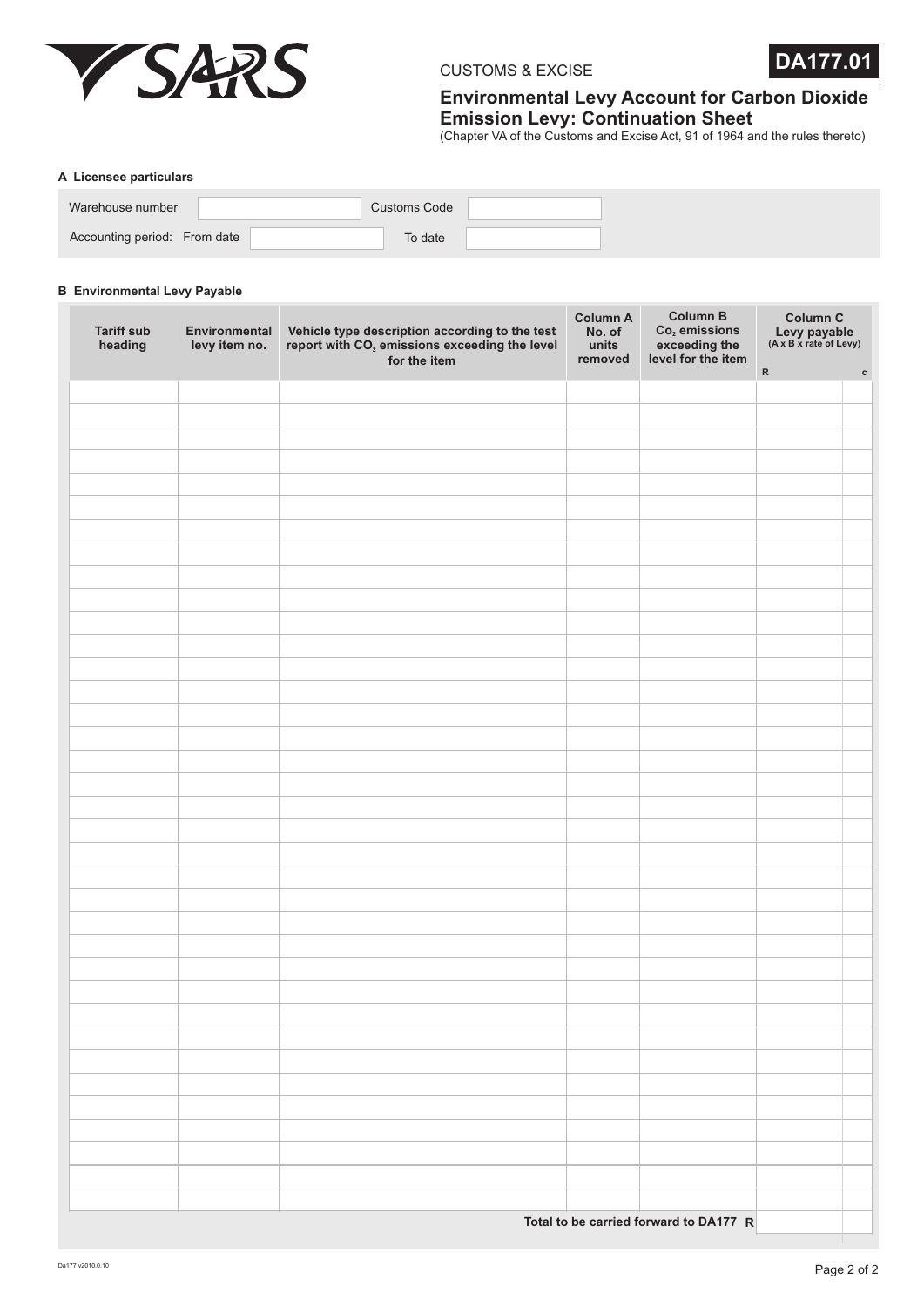DA177.01

CUSTOMS & EXCISE

# Environmental Levy Account for Carbon Dioxide Emission Levy: Continuation Sheet

(Chapter VA of the Customs and Excise Act, 91 of 1964 and the rules thereto)

### A Licensee particulars

| | | | |
|---|---|---|---|
| Warehouse number | | Customs Code | |
| Accounting period: From date | | To date | |

### B Environmental Levy Payable

| Tariff sub heading | Environmental levy item no. | Vehicle type description according to the test report with $CO_2$ emissions exceeding the level for the item | Column A No. of units removed | Column B $CO_2$ emissions exceeding the level for the item | Column C Levy payable (A x B x rate of Levy) R | c |
|---|---|---|---|---|---|---|
| | | | | | | |
| | | | | | | |
| | | | | | | |
| | | | | | | |
| | | | | | | |
| | | | | | | |
| | | | | | | |
| | | | | | | |
| | | | | | | |
| | | | | | | |
| | | | | | | |
| | | | | | | |
| | | | | | | |
| | | | | | | |
| | | | | | | |
| | | | | | | |
| | | | | | | |
| | | | | | | |
| | | | | | | |
| | | | | | | |
| | | | | | | |
| | | | | | | |
| | | | | | | |
| | | | | | | |
| | | | | | | |
| | | | | | | |
| | | | | | | |
| | | | | | | |
| | | | | | | |
| | | | | | | |
| | | | | | | |
| | | | | | | |
| | | | | | | |
| | | | | | | |
| | | | | | | |
| | | | | | | |
| | | | | Total to be carried forward to DA177 R | | |

Da177 v2010.0.10